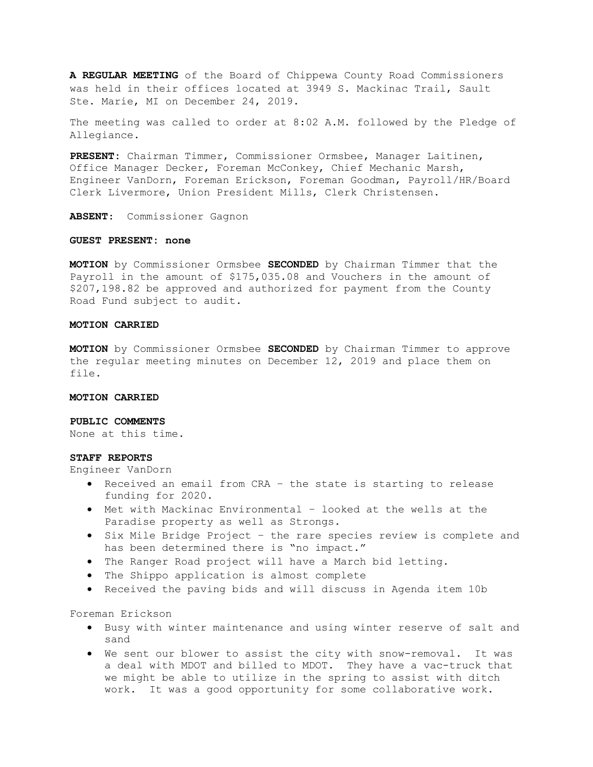**A REGULAR MEETING** of the Board of Chippewa County Road Commissioners was held in their offices located at 3949 S. Mackinac Trail, Sault Ste. Marie, MI on December 24, 2019.

The meeting was called to order at 8:02 A.M. followed by the Pledge of Allegiance.

**PRESENT:** Chairman Timmer, Commissioner Ormsbee, Manager Laitinen, Office Manager Decker, Foreman McConkey, Chief Mechanic Marsh, Engineer VanDorn, Foreman Erickson, Foreman Goodman, Payroll/HR/Board Clerk Livermore, Union President Mills, Clerk Christensen.

**ABSENT:** Commissioner Gagnon

**GUEST PRESENT: none**

**MOTION** by Commissioner Ormsbee **SECONDED** by Chairman Timmer that the Payroll in the amount of $175,035.08 and Vouchers in the amount of $207,198.82 be approved and authorized for payment from the County Road Fund subject to audit.

**MOTION CARRIED**

**MOTION** by Commissioner Ormsbee **SECONDED** by Chairman Timmer to approve the regular meeting minutes on December 12, 2019 and place them on file.

**MOTION CARRIED**

**PUBLIC COMMENTS**
None at this time.

**STAFF REPORTS**
Engineer VanDorn

- Received an email from CRA – the state is starting to release funding for 2020.
- Met with Mackinac Environmental – looked at the wells at the Paradise property as well as Strongs.
- Six Mile Bridge Project – the rare species review is complete and has been determined there is "no impact."
- The Ranger Road project will have a March bid letting.
- The Shippo application is almost complete
- Received the paving bids and will discuss in Agenda item 10b

Foreman Erickson

- Busy with winter maintenance and using winter reserve of salt and sand
- We sent our blower to assist the city with snow-removal. It was a deal with MDOT and billed to MDOT. They have a vac-truck that we might be able to utilize in the spring to assist with ditch work. It was a good opportunity for some collaborative work.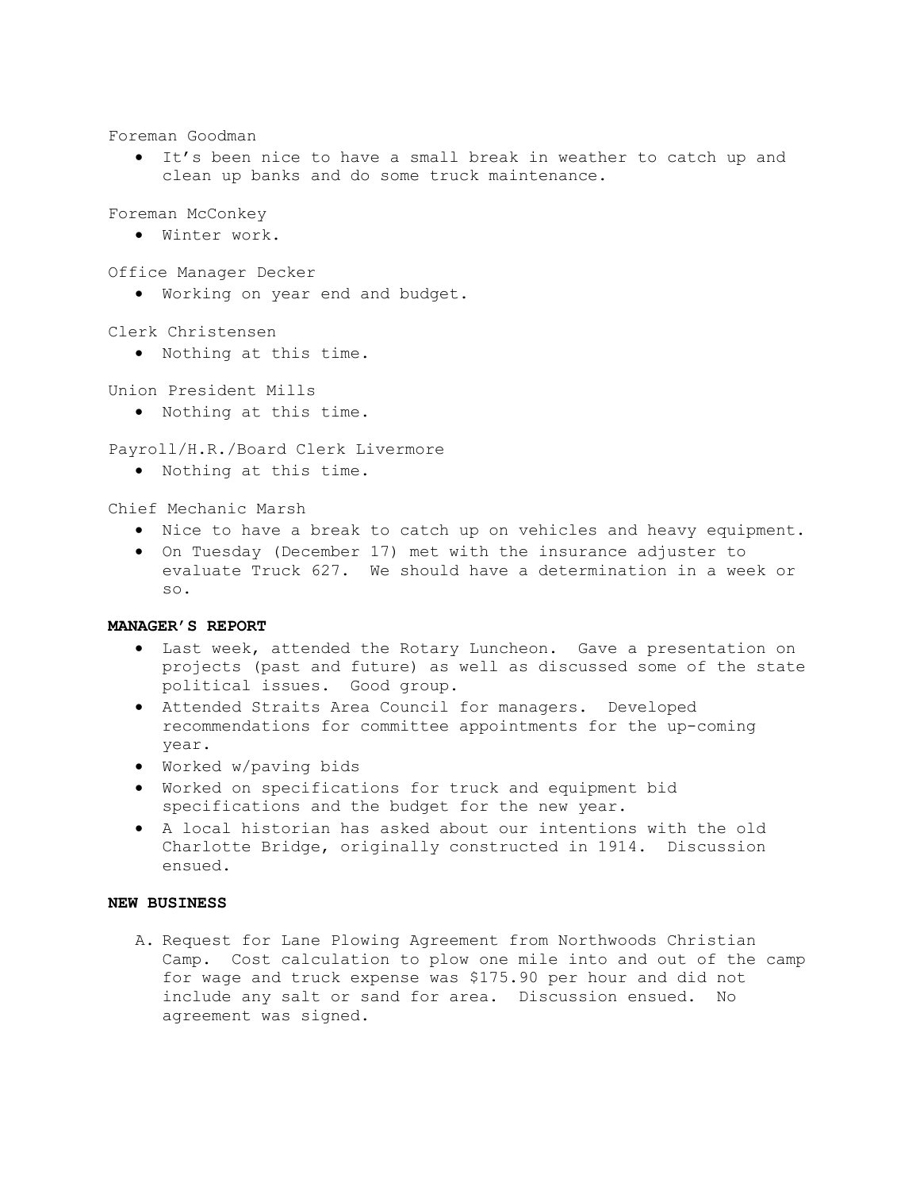Foreman Goodman

- It's been nice to have a small break in weather to catch up and clean up banks and do some truck maintenance.

Foreman McConkey

- Winter work.

Office Manager Decker

- Working on year end and budget.

Clerk Christensen

- Nothing at this time.

Union President Mills

- Nothing at this time.

Payroll/H.R./Board Clerk Livermore

- Nothing at this time.

Chief Mechanic Marsh

- Nice to have a break to catch up on vehicles and heavy equipment.
- On Tuesday (December 17) met with the insurance adjuster to evaluate Truck 627. We should have a determination in a week or so.

**MANAGER'S REPORT**

- Last week, attended the Rotary Luncheon. Gave a presentation on projects (past and future) as well as discussed some of the state political issues. Good group.
- Attended Straits Area Council for managers. Developed recommendations for committee appointments for the up-coming year.
- Worked w/paving bids
- Worked on specifications for truck and equipment bid specifications and the budget for the new year.
- A local historian has asked about our intentions with the old Charlotte Bridge, originally constructed in 1914. Discussion ensued.

**NEW BUSINESS**

A. Request for Lane Plowing Agreement from Northwoods Christian Camp. Cost calculation to plow one mile into and out of the camp for wage and truck expense was $175.90 per hour and did not include any salt or sand for area. Discussion ensued. No agreement was signed.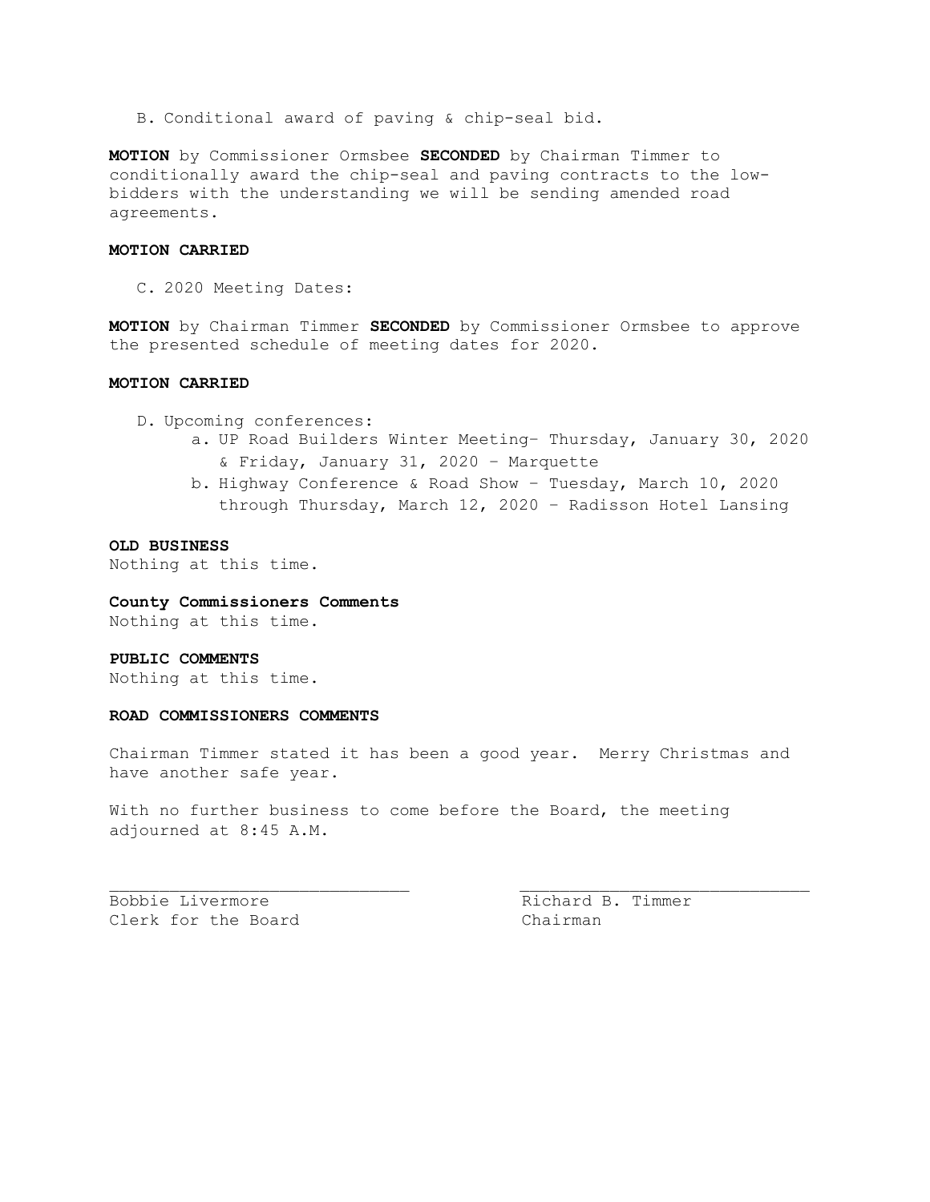B. Conditional award of paving & chip-seal bid.

**MOTION** by Commissioner Ormsbee **SECONDED** by Chairman Timmer to conditionally award the chip-seal and paving contracts to the low-bidders with the understanding we will be sending amended road agreements.

**MOTION CARRIED**

C. 2020 Meeting Dates:

**MOTION** by Chairman Timmer **SECONDED** by Commissioner Ormsbee to approve the presented schedule of meeting dates for 2020.

**MOTION CARRIED**

D. Upcoming conferences:

a. UP Road Builders Winter Meeting– Thursday, January 30, 2020 & Friday, January 31, 2020 – Marquette
b. Highway Conference & Road Show – Tuesday, March 10, 2020 through Thursday, March 12, 2020 – Radisson Hotel Lansing

**OLD BUSINESS**
Nothing at this time.

**County Commissioners Comments**
Nothing at this time.

**PUBLIC COMMENTS**
Nothing at this time.

**ROAD COMMISSIONERS COMMENTS**

Chairman Timmer stated it has been a good year. Merry Christmas and have another safe year.

With no further business to come before the Board, the meeting adjourned at 8:45 A.M.

_____________________________ &nbsp;&nbsp;&nbsp;&nbsp; _____________________________

Bobbie Livermore
Clerk for the Board

Richard B. Timmer
Chairman